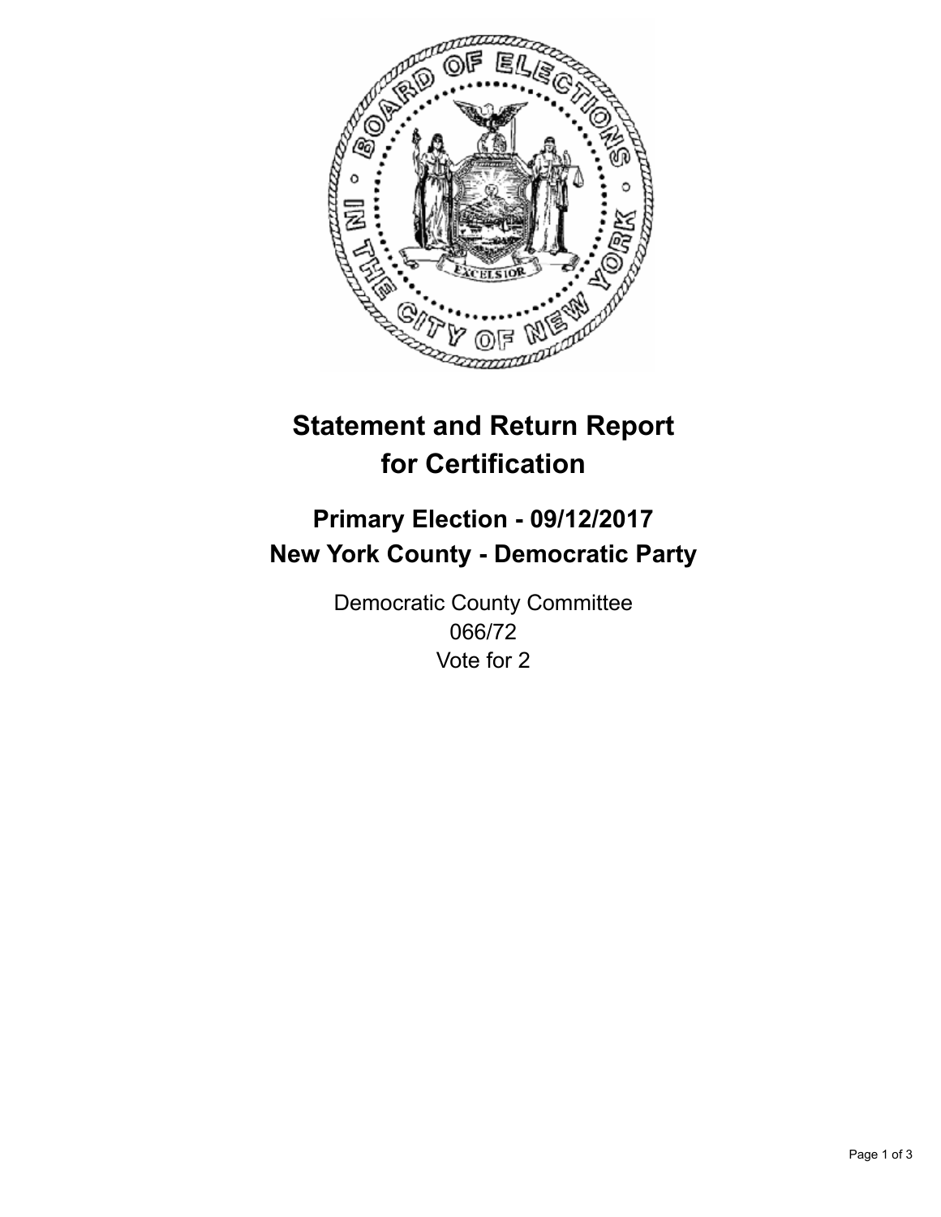# Statement and Return Report for Certification

## Primary Election - 09/12/2017
## New York County - Democratic Party

Democratic County Committee
066/72
Vote for 2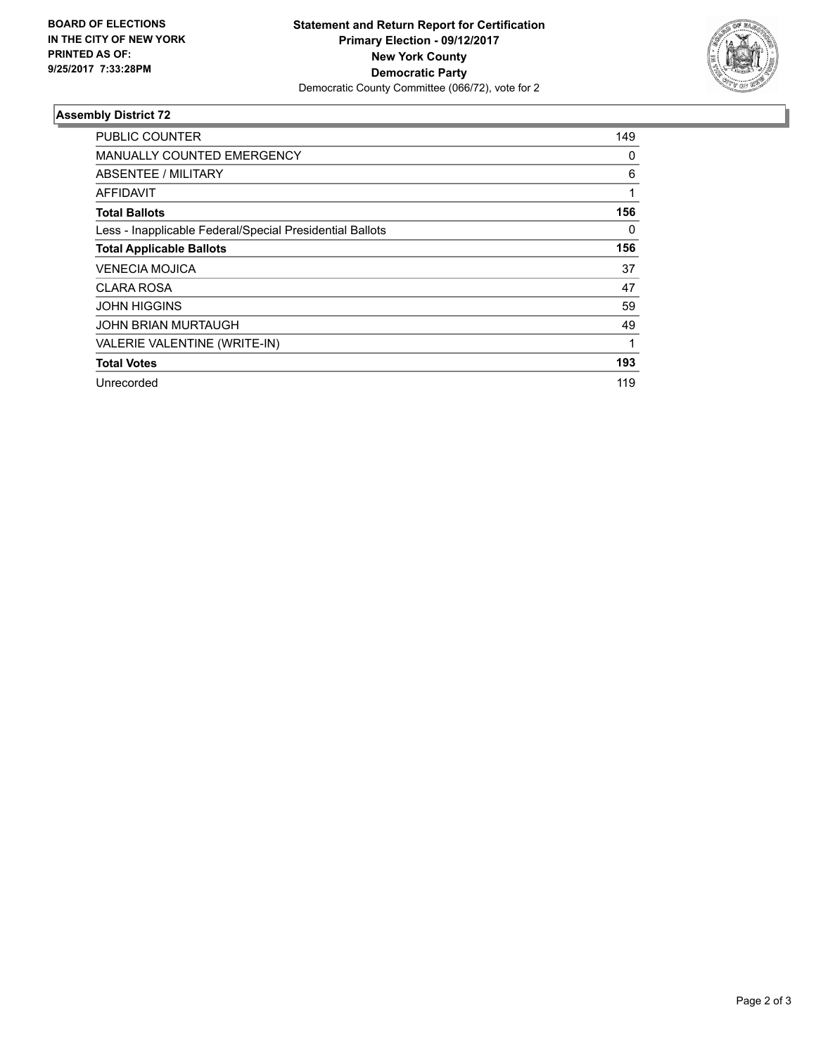BOARD OF ELECTIONS
IN THE CITY OF NEW YORK
PRINTED AS OF:
9/25/2017 7:33:28PM

**Statement and Return Report for Certification**
**Primary Election - 09/12/2017**
**New York County**
**Democratic Party**
Democratic County Committee (066/72), vote for 2

### Assembly District 72

| | |
|---|---|
| PUBLIC COUNTER | 149 |
| MANUALLY COUNTED EMERGENCY | 0 |
| ABSENTEE / MILITARY | 6 |
| AFFIDAVIT | 1 |
| **Total Ballots** | **156** |
| Less - Inapplicable Federal/Special Presidential Ballots | 0 |
| **Total Applicable Ballots** | **156** |
| VENECIA MOJICA | 37 |
| CLARA ROSA | 47 |
| JOHN HIGGINS | 59 |
| JOHN BRIAN MURTAUGH | 49 |
| VALERIE VALENTINE (WRITE-IN) | 1 |
| **Total Votes** | **193** |
| Unrecorded | 119 |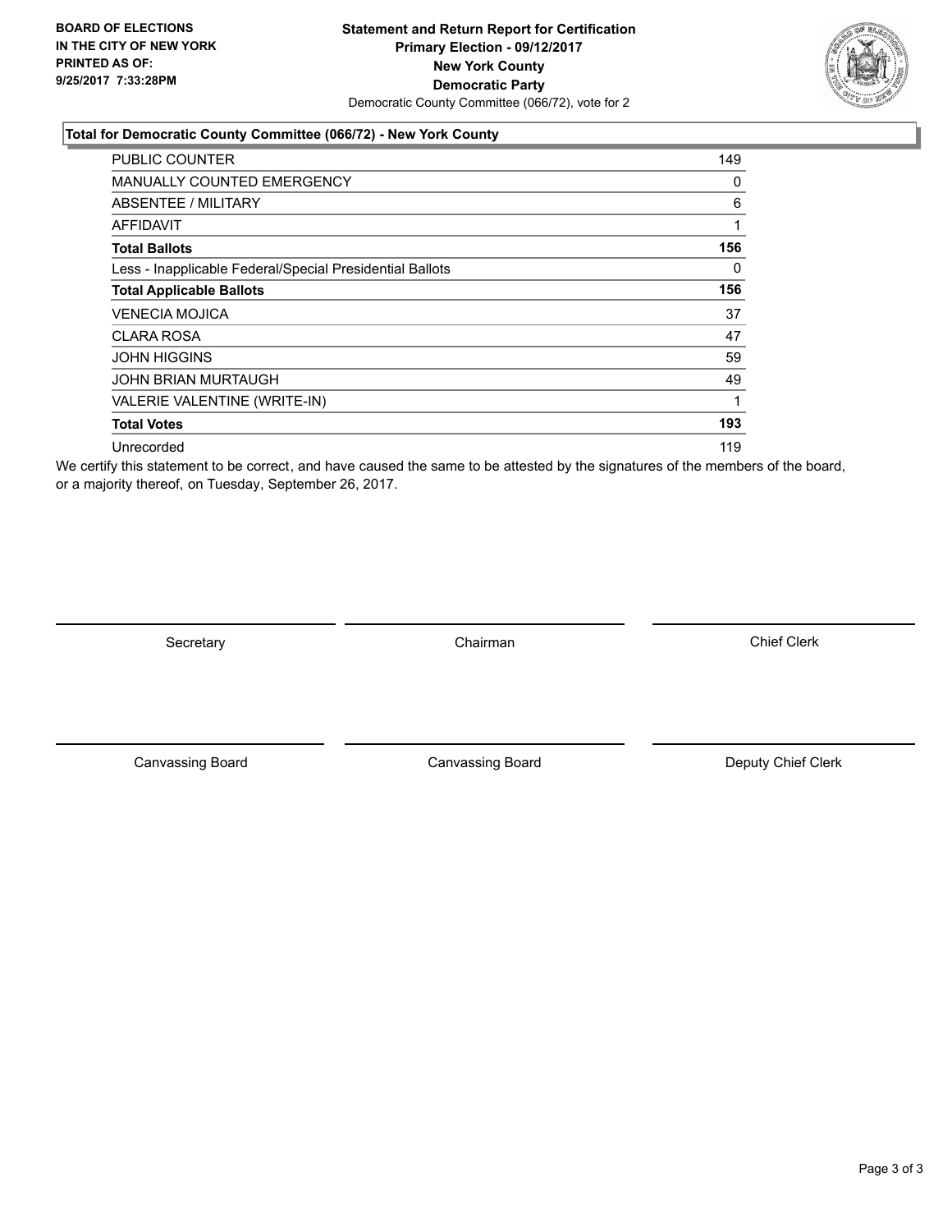**BOARD OF ELECTIONS IN THE CITY OF NEW YORK PRINTED AS OF: 9/25/2017 7:33:28PM**

**Statement and Return Report for Certification**
**Primary Election - 09/12/2017**
**New York County**
**Democratic Party**
Democratic County Committee (066/72), vote for 2

### Total for Democratic County Committee (066/72) - New York County

| | |
|---|---|
| PUBLIC COUNTER | 149 |
| MANUALLY COUNTED EMERGENCY | 0 |
| ABSENTEE / MILITARY | 6 |
| AFFIDAVIT | 1 |
| **Total Ballots** | **156** |
| Less - Inapplicable Federal/Special Presidential Ballots | 0 |
| **Total Applicable Ballots** | **156** |
| VENECIA MOJICA | 37 |
| CLARA ROSA | 47 |
| JOHN HIGGINS | 59 |
| JOHN BRIAN MURTAUGH | 49 |
| VALERIE VALENTINE (WRITE-IN) | 1 |
| **Total Votes** | **193** |
| Unrecorded | 119 |

We certify this statement to be correct, and have caused the same to be attested by the signatures of the members of the board, or a majority thereof, on Tuesday, September 26, 2017.

Secretary

Chairman

Chief Clerk

Canvassing Board

Canvassing Board

Deputy Chief Clerk